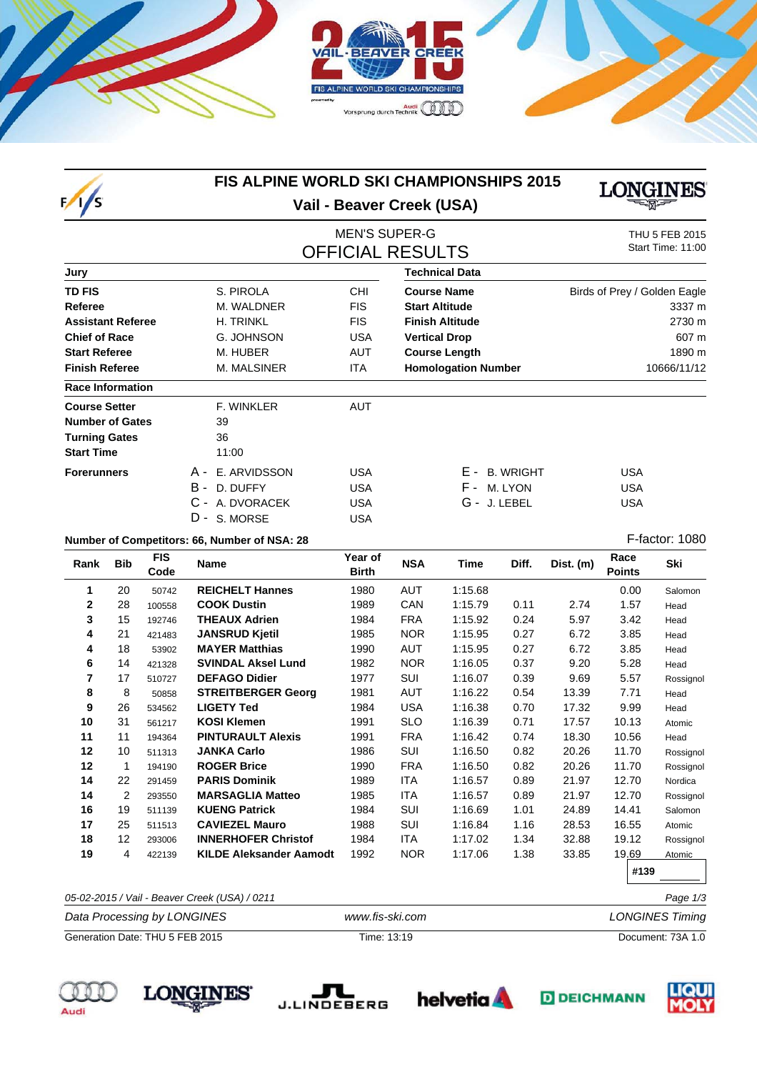# FIS ALPINE WORLD SKI CHAMPIONSHIPS 2015

## Vail - Beaver Creek (USA)

### MEN'S SUPER-G
### OFFICIAL RESULTS

THU 5 FEB 2015
Start Time: 11:00

| Jury | | |
|---|---|---|
| **TD FIS** | S. PIROLA | CHI |
| **Referee** | M. WALDNER | FIS |
| **Assistant Referee** | H. TRINKL | FIS |
| **Chief of Race** | G. JOHNSON | USA |
| **Start Referee** | M. HUBER | AUT |
| **Finish Referee** | M. MALSINER | ITA |

| Technical Data | |
|---|---|
| **Course Name** | Birds of Prey / Golden Eagle |
| **Start Altitude** | 3337 m |
| **Finish Altitude** | 2730 m |
| **Vertical Drop** | 607 m |
| **Course Length** | 1890 m |
| **Homologation Number** | 10666/11/12 |

**Race Information**

| | | |
|---|---|---|
| **Course Setter** | F. WINKLER | AUT |
| **Number of Gates** | 39 | |
| **Turning Gates** | 36 | |
| **Start Time** | 11:00 | |

**Forerunners**

| | | |
|---|---|---|
| A - | E. ARVIDSSON | USA |
| B - | D. DUFFY | USA |
| C - | A. DVORACEK | USA |
| D - | S. MORSE | USA |
| E - | B. WRIGHT | USA |
| F - | M. LYON | USA |
| G - | J. LEBEL | USA |

**Number of Competitors: 66, Number of NSA: 28**

F-factor: 1080

| Rank | Bib | FIS Code | Name | Year of Birth | NSA | Time | Diff. | Dist. (m) | Race Points | Ski |
|---|---|---|---|---|---|---|---|---|---|---|
| 1 | 20 | 50742 | **REICHELT Hannes** | 1980 | AUT | 1:15.68 | | | 0.00 | Salomon |
| 2 | 28 | 100558 | **COOK Dustin** | 1989 | CAN | 1:15.79 | 0.11 | 2.74 | 1.57 | Head |
| 3 | 15 | 192746 | **THEAUX Adrien** | 1984 | FRA | 1:15.92 | 0.24 | 5.97 | 3.42 | Head |
| 4 | 21 | 421483 | **JANSRUD Kjetil** | 1985 | NOR | 1:15.95 | 0.27 | 6.72 | 3.85 | Head |
| 4 | 18 | 53902 | **MAYER Matthias** | 1990 | AUT | 1:15.95 | 0.27 | 6.72 | 3.85 | Head |
| 6 | 14 | 421328 | **SVINDAL Aksel Lund** | 1982 | NOR | 1:16.05 | 0.37 | 9.20 | 5.28 | Head |
| 7 | 17 | 510727 | **DEFAGO Didier** | 1977 | SUI | 1:16.07 | 0.39 | 9.69 | 5.57 | Rossignol |
| 8 | 8 | 50858 | **STREITBERGER Georg** | 1981 | AUT | 1:16.22 | 0.54 | 13.39 | 7.71 | Head |
| 9 | 26 | 534562 | **LIGETY Ted** | 1984 | USA | 1:16.38 | 0.70 | 17.32 | 9.99 | Head |
| 10 | 31 | 561217 | **KOSI Klemen** | 1991 | SLO | 1:16.39 | 0.71 | 17.57 | 10.13 | Atomic |
| 11 | 11 | 194364 | **PINTURAULT Alexis** | 1991 | FRA | 1:16.42 | 0.74 | 18.30 | 10.56 | Head |
| 12 | 10 | 511313 | **JANKA Carlo** | 1986 | SUI | 1:16.50 | 0.82 | 20.26 | 11.70 | Rossignol |
| 12 | 1 | 194190 | **ROGER Brice** | 1990 | FRA | 1:16.50 | 0.82 | 20.26 | 11.70 | Rossignol |
| 14 | 22 | 291459 | **PARIS Dominik** | 1989 | ITA | 1:16.57 | 0.89 | 21.97 | 12.70 | Nordica |
| 14 | 2 | 293550 | **MARSAGLIA Matteo** | 1985 | ITA | 1:16.57 | 0.89 | 21.97 | 12.70 | Rossignol |
| 16 | 19 | 511139 | **KUENG Patrick** | 1984 | SUI | 1:16.69 | 1.01 | 24.89 | 14.41 | Salomon |
| 17 | 25 | 511513 | **CAVIEZEL Mauro** | 1988 | SUI | 1:16.84 | 1.16 | 28.53 | 16.55 | Atomic |
| 18 | 12 | 293006 | **INNERHOFER Christof** | 1984 | ITA | 1:17.02 | 1.34 | 32.88 | 19.12 | Rossignol |
| 19 | 4 | 422139 | **KILDE Aleksander Aamodt** | 1992 | NOR | 1:17.06 | 1.38 | 33.85 | 19.69 | Atomic |

#139

*05-02-2015 / Vail - Beaver Creek (USA) / 0211*

*Data Processing by LONGINES* — *www.fis-ski.com* — *LONGINES Timing*

Generation Date: THU 5 FEB 2015 — Time: 13:19 — Document: 73A 1.0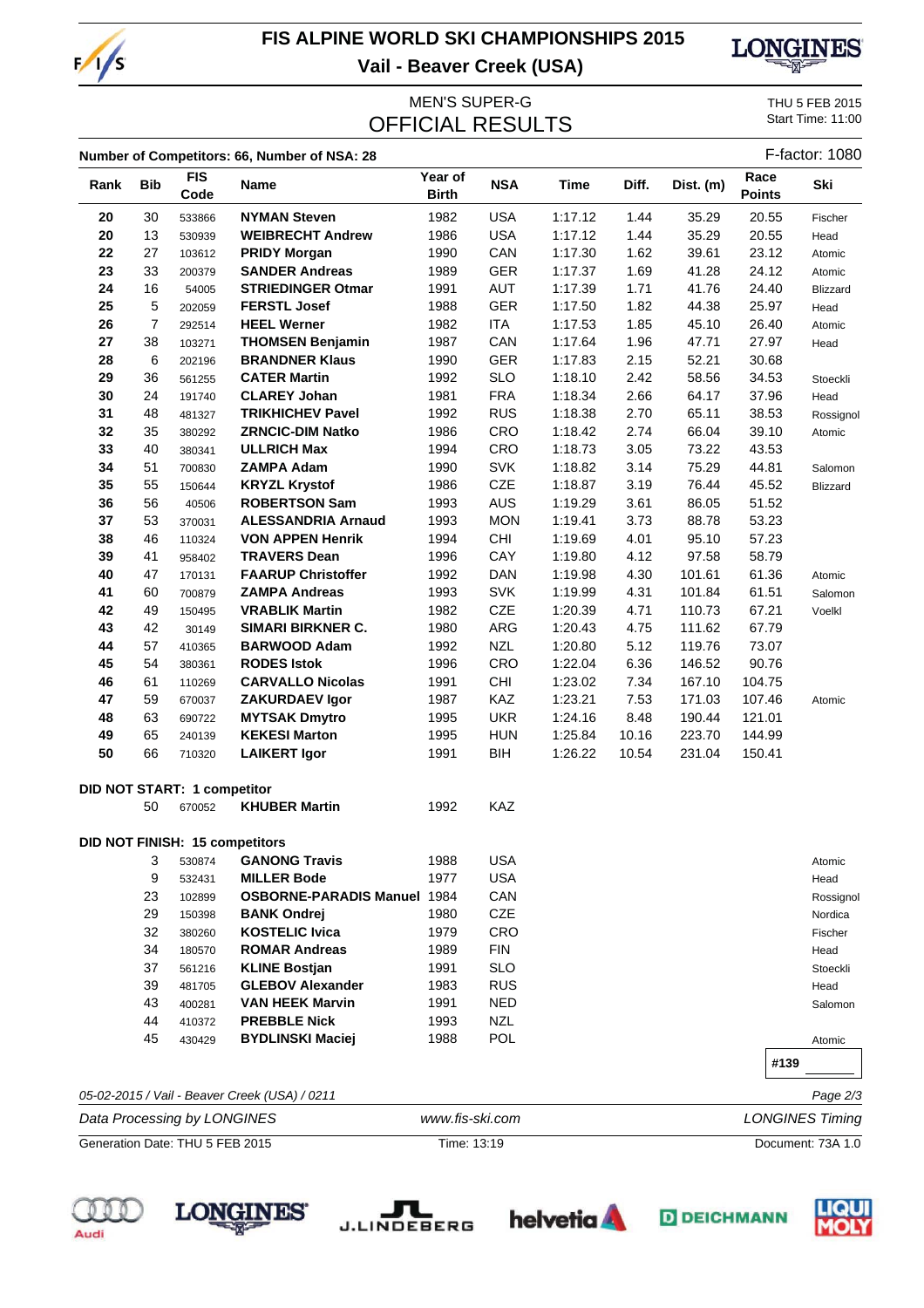# FIS ALPINE WORLD SKI CHAMPIONSHIPS 2015

## Vail - Beaver Creek (USA)

### MEN'S SUPER-G
### OFFICIAL RESULTS

THU 5 FEB 2015
Start Time: 11:00

**Number of Competitors: 66, Number of NSA: 28**

F-factor: 1080

| Rank | Bib | FIS Code | Name | Year of Birth | NSA | Time | Diff. | Dist. (m) | Race Points | Ski |
|---|---|---|---|---|---|---|---|---|---|---|
| 20 | 30 | 533866 | **NYMAN Steven** | 1982 | USA | 1:17.12 | 1.44 | 35.29 | 20.55 | Fischer |
| 20 | 13 | 530939 | **WEIBRECHT Andrew** | 1986 | USA | 1:17.12 | 1.44 | 35.29 | 20.55 | Head |
| 22 | 27 | 103612 | **PRIDY Morgan** | 1990 | CAN | 1:17.30 | 1.62 | 39.61 | 23.12 | Atomic |
| 23 | 33 | 200379 | **SANDER Andreas** | 1989 | GER | 1:17.37 | 1.69 | 41.28 | 24.12 | Atomic |
| 24 | 16 | 54005 | **STRIEDINGER Otmar** | 1991 | AUT | 1:17.39 | 1.71 | 41.76 | 24.40 | Blizzard |
| 25 | 5 | 202059 | **FERSTL Josef** | 1988 | GER | 1:17.50 | 1.82 | 44.38 | 25.97 | Head |
| 26 | 7 | 292514 | **HEEL Werner** | 1982 | ITA | 1:17.53 | 1.85 | 45.10 | 26.40 | Atomic |
| 27 | 38 | 103271 | **THOMSEN Benjamin** | 1987 | CAN | 1:17.64 | 1.96 | 47.71 | 27.97 | Head |
| 28 | 6 | 202196 | **BRANDNER Klaus** | 1990 | GER | 1:17.83 | 2.15 | 52.21 | 30.68 | |
| 29 | 36 | 561255 | **CATER Martin** | 1992 | SLO | 1:18.10 | 2.42 | 58.56 | 34.53 | Stoeckli |
| 30 | 24 | 191740 | **CLAREY Johan** | 1981 | FRA | 1:18.34 | 2.66 | 64.17 | 37.96 | Head |
| 31 | 48 | 481327 | **TRIKHICHEV Pavel** | 1992 | RUS | 1:18.38 | 2.70 | 65.11 | 38.53 | Rossignol |
| 32 | 35 | 380292 | **ZRNCIC-DIM Natko** | 1986 | CRO | 1:18.42 | 2.74 | 66.04 | 39.10 | Atomic |
| 33 | 40 | 380341 | **ULLRICH Max** | 1994 | CRO | 1:18.73 | 3.05 | 73.22 | 43.53 | |
| 34 | 51 | 700830 | **ZAMPA Adam** | 1990 | SVK | 1:18.82 | 3.14 | 75.29 | 44.81 | Salomon |
| 35 | 55 | 150644 | **KRYZL Krystof** | 1986 | CZE | 1:18.87 | 3.19 | 76.44 | 45.52 | Blizzard |
| 36 | 56 | 40506 | **ROBERTSON Sam** | 1993 | AUS | 1:19.29 | 3.61 | 86.05 | 51.52 | |
| 37 | 53 | 370031 | **ALESSANDRIA Arnaud** | 1993 | MON | 1:19.41 | 3.73 | 88.78 | 53.23 | |
| 38 | 46 | 110324 | **VON APPEN Henrik** | 1994 | CHI | 1:19.69 | 4.01 | 95.10 | 57.23 | |
| 39 | 41 | 958402 | **TRAVERS Dean** | 1996 | CAY | 1:19.80 | 4.12 | 97.58 | 58.79 | |
| 40 | 47 | 170131 | **FAARUP Christoffer** | 1992 | DAN | 1:19.98 | 4.30 | 101.61 | 61.36 | Atomic |
| 41 | 60 | 700879 | **ZAMPA Andreas** | 1993 | SVK | 1:19.99 | 4.31 | 101.84 | 61.51 | Salomon |
| 42 | 49 | 150495 | **VRABLIK Martin** | 1982 | CZE | 1:20.39 | 4.71 | 110.73 | 67.21 | Voelkl |
| 43 | 42 | 30149 | **SIMARI BIRKNER C.** | 1980 | ARG | 1:20.43 | 4.75 | 111.62 | 67.79 | |
| 44 | 57 | 410365 | **BARWOOD Adam** | 1992 | NZL | 1:20.80 | 5.12 | 119.76 | 73.07 | |
| 45 | 54 | 380361 | **RODES Istok** | 1996 | CRO | 1:22.04 | 6.36 | 146.52 | 90.76 | |
| 46 | 61 | 110269 | **CARVALLO Nicolas** | 1991 | CHI | 1:23.02 | 7.34 | 167.10 | 104.75 | |
| 47 | 59 | 670037 | **ZAKURDAEV Igor** | 1987 | KAZ | 1:23.21 | 7.53 | 171.03 | 107.46 | Atomic |
| 48 | 63 | 690722 | **MYTSAK Dmytro** | 1995 | UKR | 1:24.16 | 8.48 | 190.44 | 121.01 | |
| 49 | 65 | 240139 | **KEKESI Marton** | 1995 | HUN | 1:25.84 | 10.16 | 223.70 | 144.99 | |
| 50 | 66 | 710320 | **LAIKERT Igor** | 1991 | BIH | 1:26.22 | 10.54 | 231.04 | 150.41 | |

**DID NOT START: 1 competitor**

| Bib | FIS Code | Name | Year of Birth | NSA |
|---|---|---|---|---|
| 50 | 670052 | **KHUBER Martin** | 1992 | KAZ |

**DID NOT FINISH: 15 competitors**

| Bib | FIS Code | Name | Year of Birth | NSA | Ski |
|---|---|---|---|---|---|
| 3 | 530874 | **GANONG Travis** | 1988 | USA | Atomic |
| 9 | 532431 | **MILLER Bode** | 1977 | USA | Head |
| 23 | 102899 | **OSBORNE-PARADIS Manuel** | 1984 | CAN | Rossignol |
| 29 | 150398 | **BANK Ondrej** | 1980 | CZE | Nordica |
| 32 | 380260 | **KOSTELIC Ivica** | 1979 | CRO | Fischer |
| 34 | 180570 | **ROMAR Andreas** | 1989 | FIN | Head |
| 37 | 561216 | **KLINE Bostjan** | 1991 | SLO | Stoeckli |
| 39 | 481705 | **GLEBOV Alexander** | 1983 | RUS | Head |
| 43 | 400281 | **VAN HEEK Marvin** | 1991 | NED | Salomon |
| 44 | 410372 | **PREBBLE Nick** | 1993 | NZL | |
| 45 | 430429 | **BYDLINSKI Maciej** | 1988 | POL | Atomic |

#139

*05-02-2015 / Vail - Beaver Creek (USA) / 0211*

*Data Processing by LONGINES* — *www.fis-ski.com* — *LONGINES Timing*

Generation Date: THU 5 FEB 2015 — Time: 13:19 — Document: 73A 1.0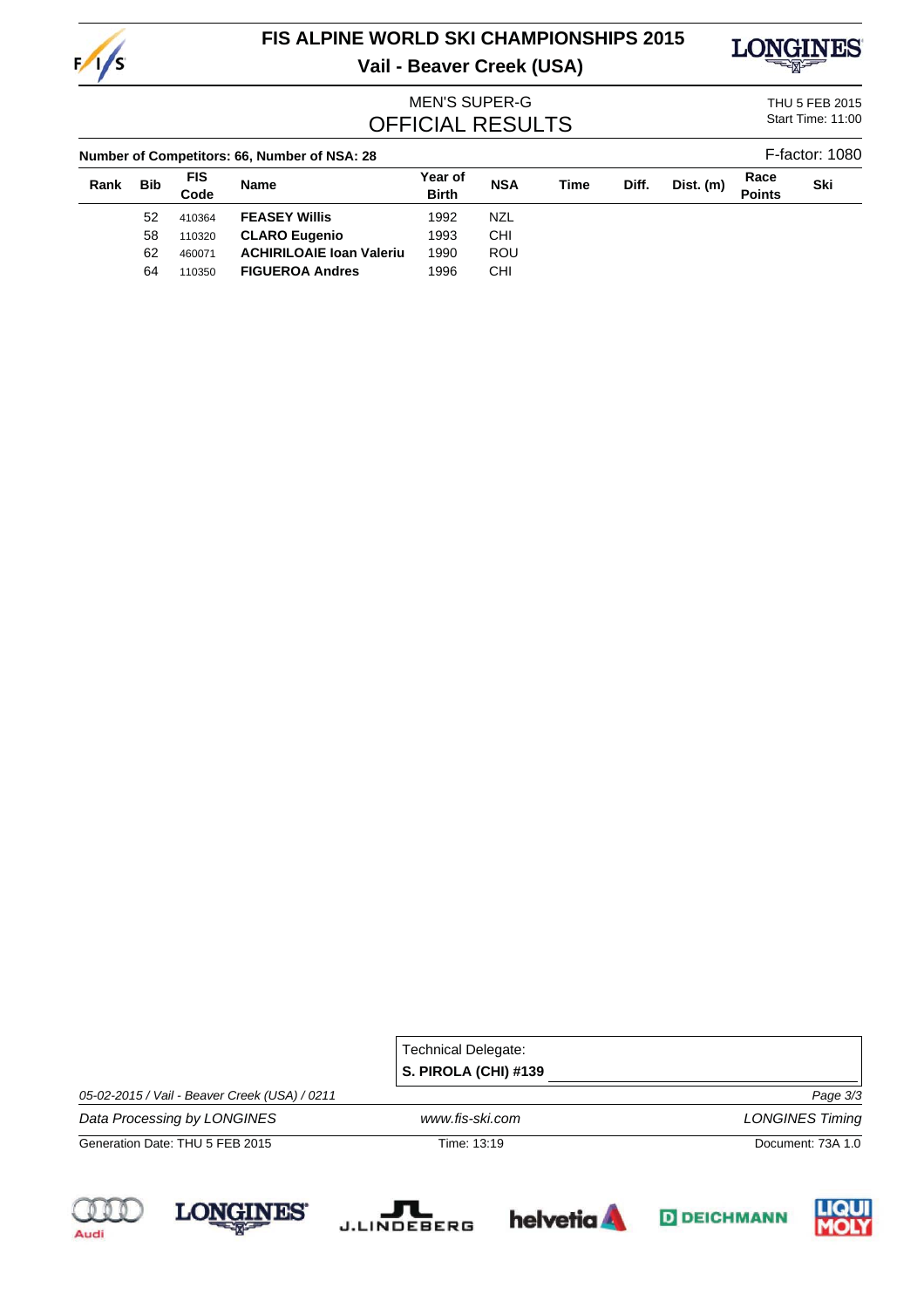# FIS ALPINE WORLD SKI CHAMPIONSHIPS 2015

## Vail - Beaver Creek (USA)

MEN'S SUPER-G

## OFFICIAL RESULTS

THU 5 FEB 2015
Start Time: 11:00

**Number of Competitors: 66, Number of NSA: 28**

F-factor: 1080

| Rank | Bib | FIS Code | Name | Year of Birth | NSA | Time | Diff. | Dist. (m) | Race Points | Ski |
|---|---|---|---|---|---|---|---|---|---|---|
| | 52 | 410364 | **FEASEY Willis** | 1992 | NZL | | | | | |
| | 58 | 110320 | **CLARO Eugenio** | 1993 | CHI | | | | | |
| | 62 | 460071 | **ACHIRILOAIE Ioan Valeriu** | 1990 | ROU | | | | | |
| | 64 | 110350 | **FIGUEROA Andres** | 1996 | CHI | | | | | |

Technical Delegate:
**S. PIROLA (CHI) #139**

*05-02-2015 / Vail - Beaver Creek (USA) / 0211*

*Data Processing by LONGINES* — *www.fis-ski.com* — *LONGINES Timing*

Generation Date: THU 5 FEB 2015 — Time: 13:19 — Document: 73A 1.0